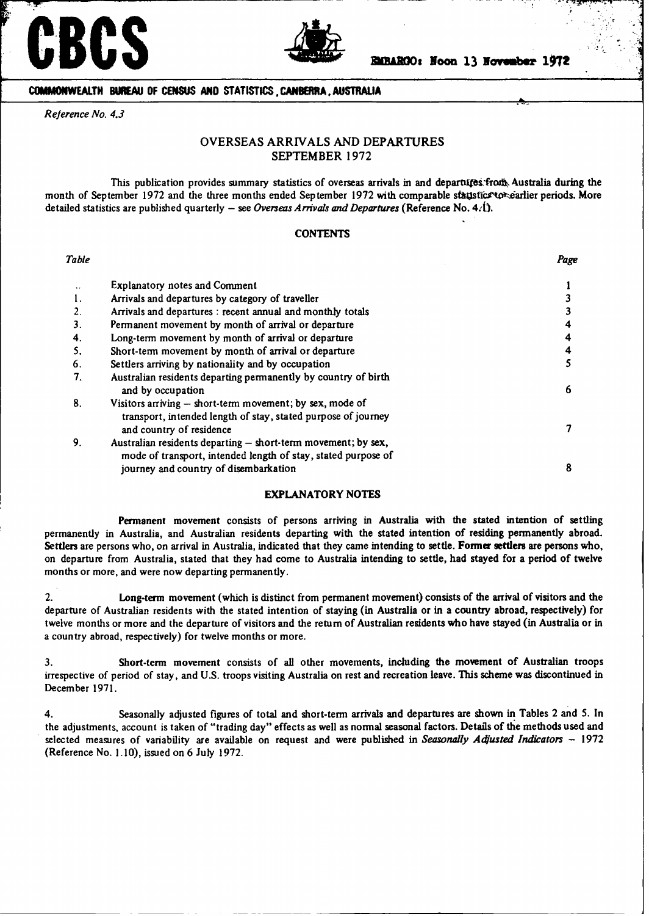# CBCS

EMBARGO: Noon 13 November 1972

**COMMONWEALTH BUREAU OF CENSUS AND STATISTICS, CANBERRA, AUSTRALIA**

*Reference No. 4.3*

## OVERSEAS ARRIVALS AND DEPARTURES SEPTEMBER 1972

This publication provides summary statistics of overseas arrivals in and departures from Australia during the month of September 1972 and the three months ended September 1972 with comparable statistics for earlier periods. More detailed statistics are published quarterly – see *Overseas Arrivals and Departures* (Reference No. 4.1).

### CONTENTS

| Table | | Page |
|---|---|---|
| .. | Explanatory notes and Comment | 1 |
| 1. | Arrivals and departures by category of traveller | 3 |
| 2. | Arrivals and departures : recent annual and monthly totals | 3 |
| 3. | Permanent movement by month of arrival or departure | 4 |
| 4. | Long-term movement by month of arrival or departure | 4 |
| 5. | Short-term movement by month of arrival or departure | 4 |
| 6. | Settlers arriving by nationality and by occupation | 5 |
| 7. | Australian residents departing permanently by country of birth and by occupation | 6 |
| 8. | Visitors arriving – short-term movement; by sex, mode of transport, intended length of stay, stated purpose of journey and country of residence | 7 |
| 9. | Australian residents departing – short-term movement; by sex, mode of transport, intended length of stay, stated purpose of journey and country of disembarkation | 8 |

### EXPLANATORY NOTES

**Permanent movement** consists of persons arriving in Australia with the stated intention of settling permanently in Australia, and Australian residents departing with the stated intention of residing permanently abroad. **Settlers** are persons who, on arrival in Australia, indicated that they came intending to settle. **Former settlers** are persons who, on departure from Australia, stated that they had come to Australia intending to settle, had stayed for a period of twelve months or more, and were now departing permanently.

2. **Long-term movement** (which is distinct from permanent movement) consists of the arrival of visitors and the departure of Australian residents with the stated intention of staying (in Australia or in a country abroad, respectively) for twelve months or more and the departure of visitors and the return of Australian residents who have stayed (in Australia or in a country abroad, respectively) for twelve months or more.

3. **Short-term movement** consists of all other movements, including the movement of Australian troops irrespective of period of stay, and U.S. troops visiting Australia on rest and recreation leave. This scheme was discontinued in December 1971.

4. Seasonally adjusted figures of total and short-term arrivals and departures are shown in Tables 2 and 5. In the adjustments, account is taken of "trading day" effects as well as normal seasonal factors. Details of the methods used and selected measures of variability are available on request and were published in *Seasonally Adjusted Indicators – 1972* (Reference No. 1.10), issued on 6 July 1972.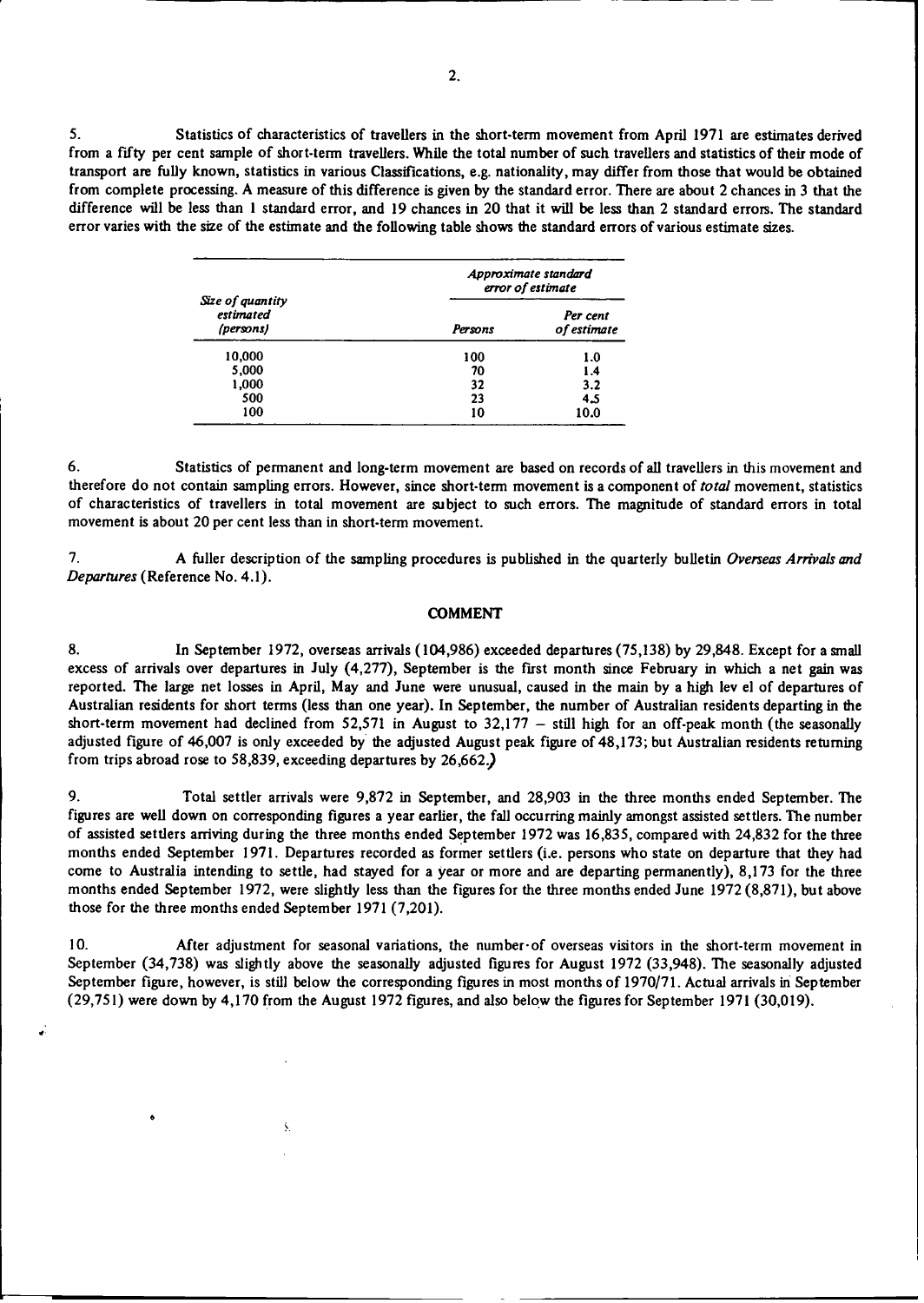5. Statistics of characteristics of travellers in the short-term movement from April 1971 are estimates derived from a fifty per cent sample of short-term travellers. While the total number of such travellers and statistics of their mode of transport are fully known, statistics in various Classifications, e.g. nationality, may differ from those that would be obtained from complete processing. A measure of this difference is given by the standard error. There are about 2 chances in 3 that the difference will be less than 1 standard error, and 19 chances in 20 that it will be less than 2 standard errors. The standard error varies with the size of the estimate and the following table shows the standard errors of various estimate sizes.

| *Size of quantity estimated (persons)* | *Approximate standard error of estimate* | |
|---|---|---|
| | *Persons* | *Per cent of estimate* |
| 10,000 | 100 | 1.0 |
| 5,000 | 70 | 1.4 |
| 1,000 | 32 | 3.2 |
| 500 | 23 | 4.5 |
| 100 | 10 | 10.0 |

6. Statistics of permanent and long-term movement are based on records of all travellers in this movement and therefore do not contain sampling errors. However, since short-term movement is a component of *total* movement, statistics of characteristics of travellers in total movement are subject to such errors. The magnitude of standard errors in total movement is about 20 per cent less than in short-term movement.

7. A fuller description of the sampling procedures is published in the quarterly bulletin *Overseas Arrivals and Departures* (Reference No. 4.1).

## COMMENT

8. In September 1972, overseas arrivals (104,986) exceeded departures (75,138) by 29,848. Except for a small excess of arrivals over departures in July (4,277), September is the first month since February in which a net gain was reported. The large net losses in April, May and June were unusual, caused in the main by a high lev el of departures of Australian residents for short terms (less than one year). In September, the number of Australian residents departing in the short-term movement had declined from 52,571 in August to 32,177 – still high for an off-peak month (the seasonally adjusted figure of 46,007 is only exceeded by the adjusted August peak figure of 48,173; but Australian residents returning from trips abroad rose to 58,839, exceeding departures by 26,662.)

9. Total settler arrivals were 9,872 in September, and 28,903 in the three months ended September. The figures are well down on corresponding figures a year earlier, the fall occurring mainly amongst assisted settlers. The number of assisted settlers arriving during the three months ended September 1972 was 16,835, compared with 24,832 for the three months ended September 1971. Departures recorded as former settlers (i.e. persons who state on departure that they had come to Australia intending to settle, had stayed for a year or more and are departing permanently), 8,173 for the three months ended September 1972, were slightly less than the figures for the three months ended June 1972 (8,871), but above those for the three months ended September 1971 (7,201).

10. After adjustment for seasonal variations, the number of overseas visitors in the short-term movement in September (34,738) was slightly above the seasonally adjusted figures for August 1972 (33,948). The seasonally adjusted September figure, however, is still below the corresponding figures in most months of 1970/71. Actual arrivals in September (29,751) were down by 4,170 from the August 1972 figures, and also below the figures for September 1971 (30,019).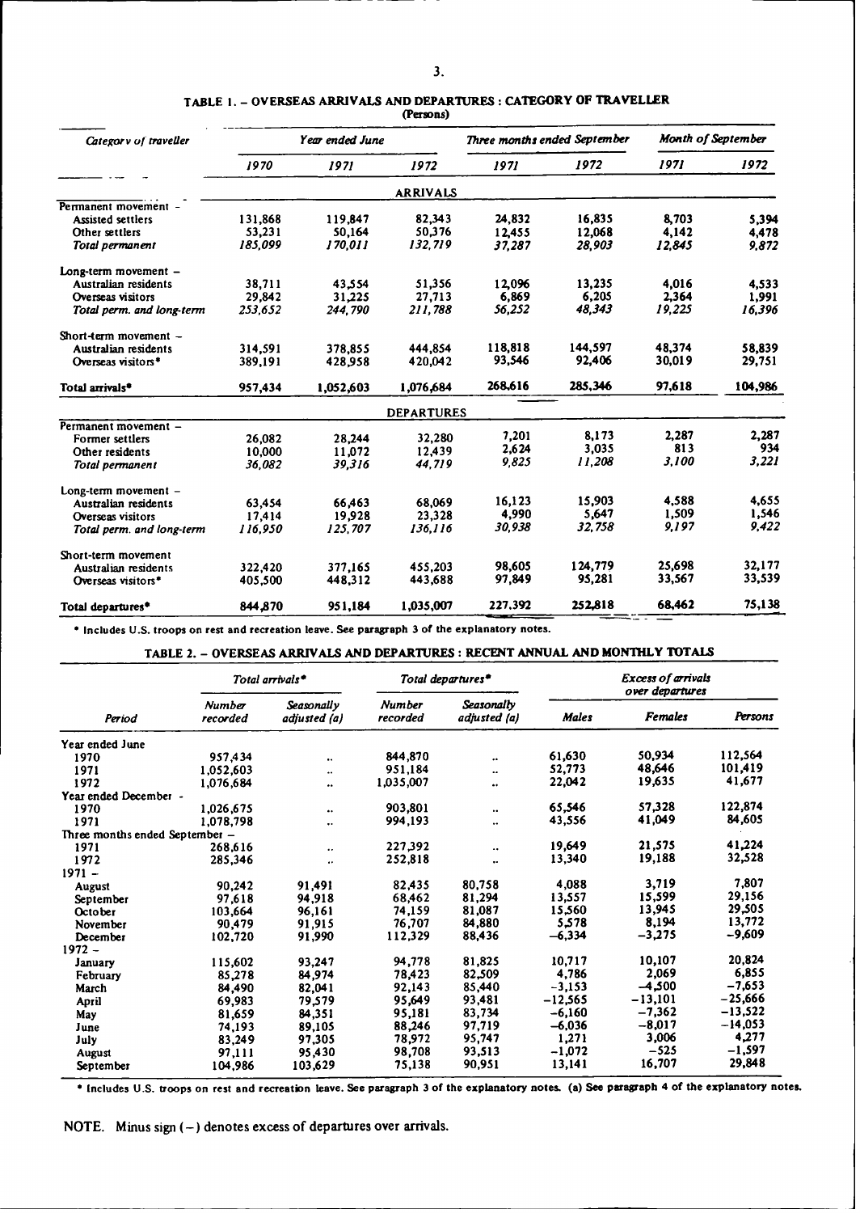## TABLE 1. – OVERSEAS ARRIVALS AND DEPARTURES : CATEGORY OF TRAVELLER

(Persons)

| Category of traveller | Year ended June | | | Three months ended September | | Month of September | |
|---|---|---|---|---|---|---|---|
| | 1970 | 1971 | 1972 | 1971 | 1972 | 1971 | 1972 |
| | | | **ARRIVALS** | | | | |
| Permanent movement – | | | | | | | |
| Assisted settlers | 131,868 | 119,847 | 82,343 | 24,832 | 16,835 | 8,703 | 5,394 |
| Other settlers | 53,231 | 50,164 | 50,376 | 12,455 | 12,068 | 4,142 | 4,478 |
| *Total permanent* | *185,099* | *170,011* | *132,719* | *37,287* | *28,903* | *12,845* | *9,872* |
| Long-term movement – | | | | | | | |
| Australian residents | 38,711 | 43,554 | 51,356 | 12,096 | 13,235 | 4,016 | 4,533 |
| Overseas visitors | 29,842 | 31,225 | 27,713 | 6,869 | 6,205 | 2,364 | 1,991 |
| *Total perm. and long-term* | *253,652* | *244,790* | *211,788* | *56,252* | *48,343* | *19,225* | *16,396* |
| Short-term movement – | | | | | | | |
| Australian residents | 314,591 | 378,855 | 444,854 | 118,818 | 144,597 | 48,374 | 58,839 |
| Overseas visitors* | 389,191 | 428,958 | 420,042 | 93,546 | 92,406 | 30,019 | 29,751 |
| **Total arrivals*** | 957,434 | 1,052,603 | 1,076,684 | 268,616 | 285,346 | 97,618 | 104,986 |
| | | | **DEPARTURES** | | | | |
| Permanent movement – | | | | | | | |
| Former settlers | 26,082 | 28,244 | 32,280 | 7,201 | 8,173 | 2,287 | 2,287 |
| Other residents | 10,000 | 11,072 | 12,439 | 2,624 | 3,035 | 813 | 934 |
| *Total permanent* | *36,082* | *39,316* | *44,719* | *9,825* | *11,208* | *3,100* | *3,221* |
| Long-term movement – | | | | | | | |
| Australian residents | 63,454 | 66,463 | 68,069 | 16,123 | 15,903 | 4,588 | 4,655 |
| Overseas visitors | 17,414 | 19,928 | 23,328 | 4,990 | 5,647 | 1,509 | 1,546 |
| *Total perm. and long-term* | *116,950* | *125,707* | *136,116* | *30,938* | *32,758* | *9,197* | *9,422* |
| Short-term movement | | | | | | | |
| Australian residents | 322,420 | 377,165 | 455,203 | 98,605 | 124,779 | 25,698 | 32,177 |
| Overseas visitors* | 405,500 | 448,312 | 443,688 | 97,849 | 95,281 | 33,567 | 33,539 |
| **Total departures*** | 844,870 | 951,184 | 1,035,007 | 227,392 | 252,818 | 68,462 | 75,138 |

\* Includes U.S. troops on rest and recreation leave. See paragraph 3 of the explanatory notes.

## TABLE 2. – OVERSEAS ARRIVALS AND DEPARTURES : RECENT ANNUAL AND MONTHLY TOTALS

| Period | Total arrivals* | | Total departures* | | Excess of arrivals over departures | | |
|---|---|---|---|---|---|---|---|
| | Number recorded | Seasonally adjusted (a) | Number recorded | Seasonally adjusted (a) | Males | Females | Persons |
| Year ended June | | | | | | | |
| 1970 | 957,434 | .. | 844,870 | .. | 61,630 | 50,934 | 112,564 |
| 1971 | 1,052,603 | .. | 951,184 | .. | 52,773 | 48,646 | 101,419 |
| 1972 | 1,076,684 | .. | 1,035,007 | .. | 22,042 | 19,635 | 41,677 |
| Year ended December – | | | | | | | |
| 1970 | 1,026,675 | .. | 903,801 | .. | 65,546 | 57,328 | 122,874 |
| 1971 | 1,078,798 | .. | 994,193 | .. | 43,556 | 41,049 | 84,605 |
| Three months ended September – | | | | | | | |
| 1971 | 268,616 | .. | 227,392 | .. | 19,649 | 21,575 | 41,224 |
| 1972 | 285,346 | .. | 252,818 | .. | 13,340 | 19,188 | 32,528 |
| 1971 – | | | | | | | |
| August | 90,242 | 91,491 | 82,435 | 80,758 | 4,088 | 3,719 | 7,807 |
| September | 97,618 | 94,918 | 68,462 | 81,294 | 13,557 | 15,599 | 29,156 |
| October | 103,664 | 96,161 | 74,159 | 81,087 | 15,560 | 13,945 | 29,505 |
| November | 90,479 | 91,915 | 76,707 | 84,880 | 5,578 | 8,194 | 13,772 |
| December | 102,720 | 91,990 | 112,329 | 88,436 | –6,334 | –3,275 | –9,609 |
| 1972 – | | | | | | | |
| January | 115,602 | 93,247 | 94,778 | 81,825 | 10,717 | 10,107 | 20,824 |
| February | 85,278 | 84,974 | 78,423 | 82,509 | 4,786 | 2,069 | 6,855 |
| March | 84,490 | 82,041 | 92,143 | 85,440 | –3,153 | –4,500 | –7,653 |
| April | 69,983 | 79,579 | 95,649 | 93,481 | –12,565 | –13,101 | –25,666 |
| May | 81,659 | 84,351 | 95,181 | 83,734 | –6,160 | –7,362 | –13,522 |
| June | 74,193 | 89,105 | 88,246 | 97,719 | –6,036 | –8,017 | –14,053 |
| July | 83,249 | 97,305 | 78,972 | 95,747 | 1,271 | 3,006 | 4,277 |
| August | 97,111 | 95,430 | 98,708 | 93,513 | –1,072 | –525 | –1,597 |
| September | 104,986 | 103,629 | 75,138 | 90,951 | 13,141 | 16,707 | 29,848 |

\* Includes U.S. troops on rest and recreation leave. See paragraph 3 of the explanatory notes. (a) See paragraph 4 of the explanatory notes.

NOTE. Minus sign (–) denotes excess of departures over arrivals.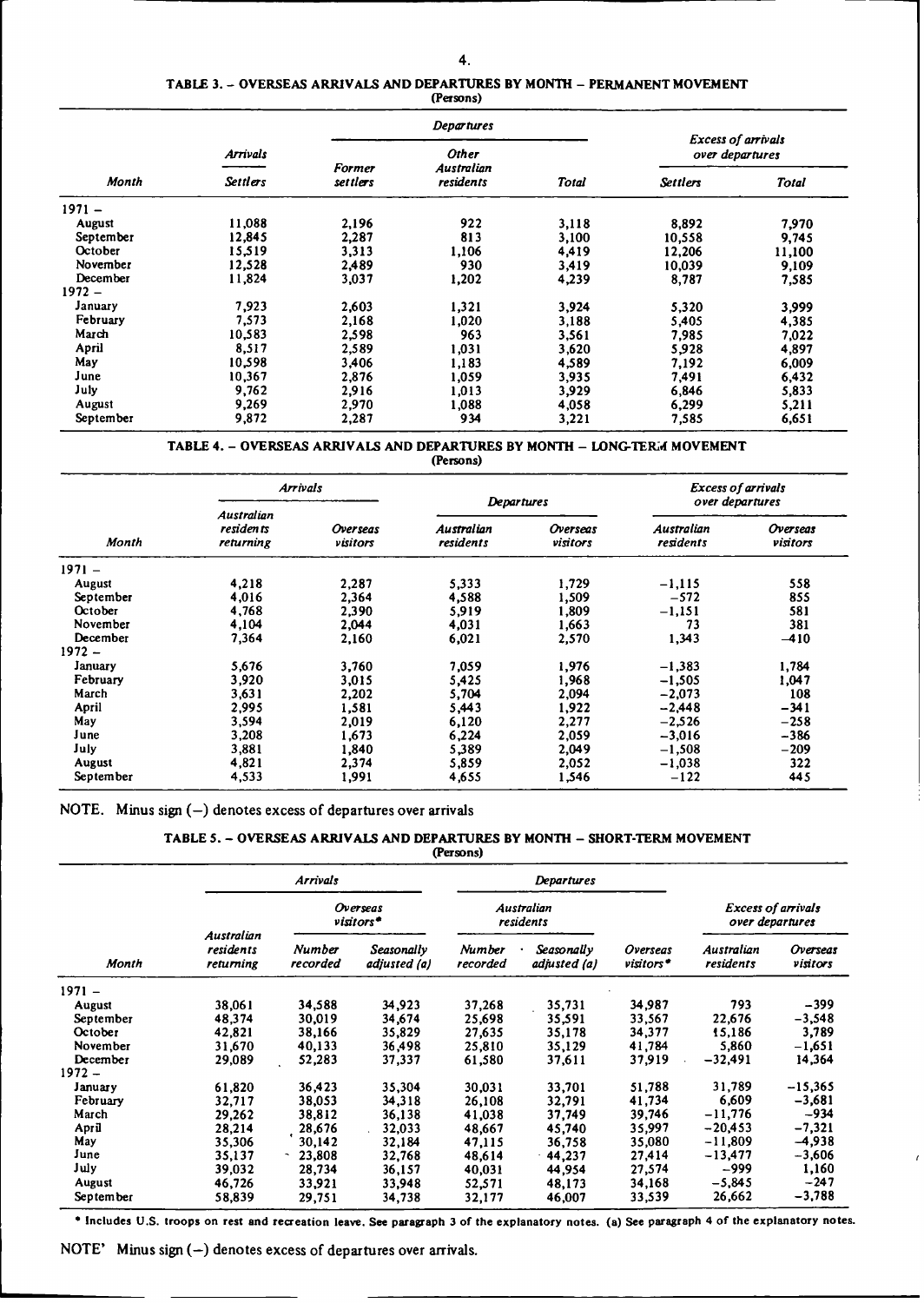## TABLE 3. – OVERSEAS ARRIVALS AND DEPARTURES BY MONTH – PERMANENT MOVEMENT

(Persons)

| Month | Arrivals | Departures | | | Excess of arrivals over departures | |
|---|---|---|---|---|---|---|
| | Settlers | Former settlers | Other Australian residents | Total | Settlers | Total |
| 1971 – | | | | | | |
| August | 11,088 | 2,196 | 922 | 3,118 | 8,892 | 7,970 |
| September | 12,845 | 2,287 | 813 | 3,100 | 10,558 | 9,745 |
| October | 15,519 | 3,313 | 1,106 | 4,419 | 12,206 | 11,100 |
| November | 12,528 | 2,489 | 930 | 3,419 | 10,039 | 9,109 |
| December | 11,824 | 3,037 | 1,202 | 4,239 | 8,787 | 7,585 |
| 1972 – | | | | | | |
| January | 7,923 | 2,603 | 1,321 | 3,924 | 5,320 | 3,999 |
| February | 7,573 | 2,168 | 1,020 | 3,188 | 5,405 | 4,385 |
| March | 10,583 | 2,598 | 963 | 3,561 | 7,985 | 7,022 |
| April | 8,517 | 2,589 | 1,031 | 3,620 | 5,928 | 4,897 |
| May | 10,598 | 3,406 | 1,183 | 4,589 | 7,192 | 6,009 |
| June | 10,367 | 2,876 | 1,059 | 3,935 | 7,491 | 6,432 |
| July | 9,762 | 2,916 | 1,013 | 3,929 | 6,846 | 5,833 |
| August | 9,269 | 2,970 | 1,088 | 4,058 | 6,299 | 5,211 |
| September | 9,872 | 2,287 | 934 | 3,221 | 7,585 | 6,651 |

## TABLE 4. – OVERSEAS ARRIVALS AND DEPARTURES BY MONTH – LONG-TERM MOVEMENT

(Persons)

| Month | Arrivals | | Departures | | Excess of arrivals over departures | |
|---|---|---|---|---|---|---|
| | Australian residents returning | Overseas visitors | Australian residents | Overseas visitors | Australian residents | Overseas visitors |
| 1971 – | | | | | | |
| August | 4,218 | 2,287 | 5,333 | 1,729 | −1,115 | 558 |
| September | 4,016 | 2,364 | 4,588 | 1,509 | −572 | 855 |
| October | 4,768 | 2,390 | 5,919 | 1,809 | −1,151 | 581 |
| November | 4,104 | 2,044 | 4,031 | 1,663 | 73 | 381 |
| December | 7,364 | 2,160 | 6,021 | 2,570 | 1,343 | −410 |
| 1972 – | | | | | | |
| January | 5,676 | 3,760 | 7,059 | 1,976 | −1,383 | 1,784 |
| February | 3,920 | 3,015 | 5,425 | 1,968 | −1,505 | 1,047 |
| March | 3,631 | 2,202 | 5,704 | 2,094 | −2,073 | 108 |
| April | 2,995 | 1,581 | 5,443 | 1,922 | −2,448 | −341 |
| May | 3,594 | 2,019 | 6,120 | 2,277 | −2,526 | −258 |
| June | 3,208 | 1,673 | 6,224 | 2,059 | −3,016 | −386 |
| July | 3,881 | 1,840 | 5,389 | 2,049 | −1,508 | −209 |
| August | 4,821 | 2,374 | 5,859 | 2,052 | −1,038 | 322 |
| September | 4,533 | 1,991 | 4,655 | 1,546 | −122 | 445 |

NOTE. Minus sign (−) denotes excess of departures over arrivals

## TABLE 5. – OVERSEAS ARRIVALS AND DEPARTURES BY MONTH – SHORT-TERM MOVEMENT

(Persons)

| Month | Arrivals | | | Departures | | | Excess of arrivals over departures | |
|---|---|---|---|---|---|---|---|---|
| | Australian residents returning | Overseas visitors* | | Australian residents | | Overseas visitors* | Australian residents | Overseas visitors |
| | | Number recorded | Seasonally adjusted (a) | Number recorded | Seasonally adjusted (a) | | | |
| 1971 – | | | | | | | | |
| August | 38,061 | 34,588 | 34,923 | 37,268 | 35,731 | 34,987 | 793 | −399 |
| September | 48,374 | 30,019 | 34,674 | 25,698 | 35,591 | 33,567 | 22,676 | −3,548 |
| October | 42,821 | 38,166 | 35,829 | 27,635 | 35,178 | 34,377 | 15,186 | 3,789 |
| November | 31,670 | 40,133 | 36,498 | 25,810 | 35,129 | 41,784 | 5,860 | −1,651 |
| December | 29,089 | 52,283 | 37,337 | 61,580 | 37,611 | 37,919 | −32,491 | 14,364 |
| 1972 – | | | | | | | | |
| January | 61,820 | 36,423 | 35,304 | 30,031 | 33,701 | 51,788 | 31,789 | −15,365 |
| February | 32,717 | 38,053 | 34,318 | 26,108 | 32,791 | 41,734 | 6,609 | −3,681 |
| March | 29,262 | 38,812 | 36,138 | 41,038 | 37,749 | 39,746 | −11,776 | −934 |
| April | 28,214 | 28,676 | 32,033 | 48,667 | 45,740 | 35,997 | −20,453 | −7,321 |
| May | 35,306 | 30,142 | 32,184 | 47,115 | 36,758 | 35,080 | −11,809 | −4,938 |
| June | 35,137 | 23,808 | 32,768 | 48,614 | 44,237 | 27,414 | −13,477 | −3,606 |
| July | 39,032 | 28,734 | 36,157 | 40,031 | 44,954 | 27,574 | −999 | 1,160 |
| August | 46,726 | 33,921 | 33,948 | 52,571 | 48,173 | 34,168 | −5,845 | −247 |
| September | 58,839 | 29,751 | 34,738 | 32,177 | 46,007 | 33,539 | 26,662 | −3,788 |

* Includes U.S. troops on rest and recreation leave. See paragraph 3 of the explanatory notes. (a) See paragraph 4 of the explanatory notes.

NOTE' Minus sign (−) denotes excess of departures over arrivals.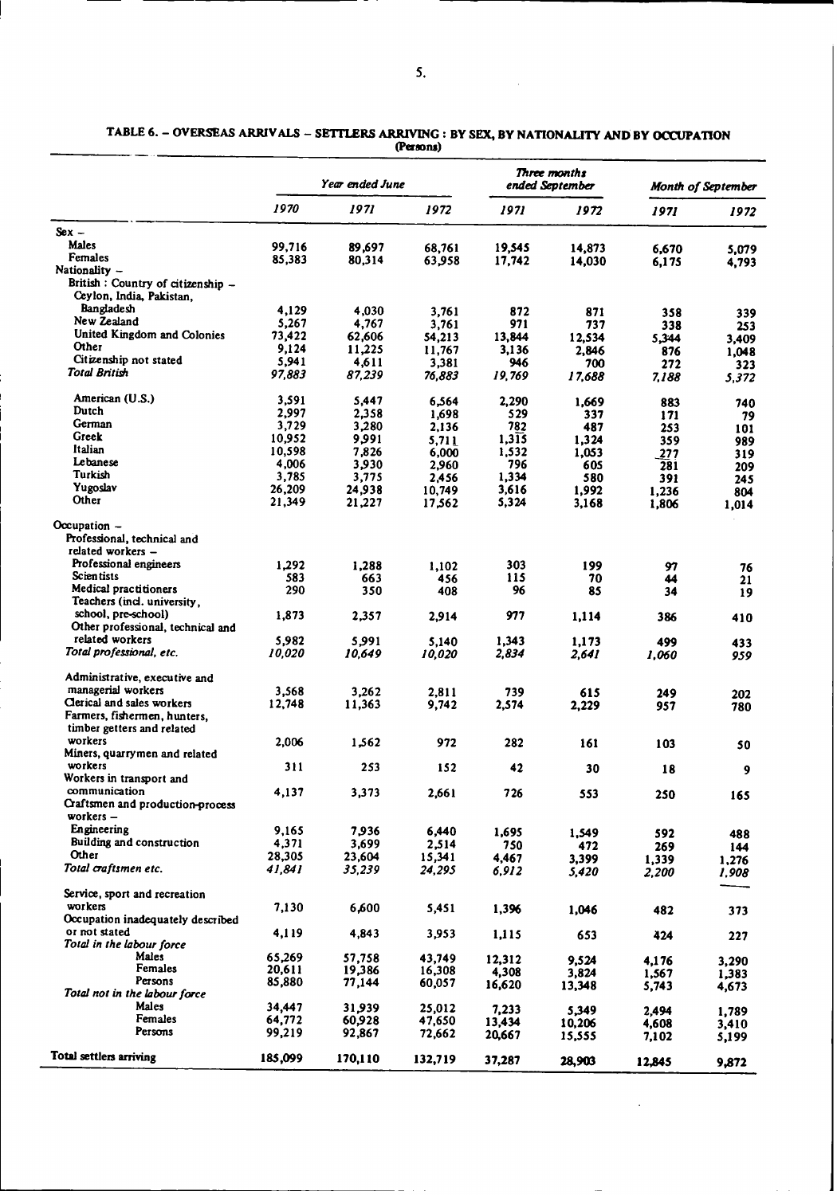## TABLE 6. – OVERSEAS ARRIVALS – SETTLERS ARRIVING : BY SEX, BY NATIONALITY AND BY OCCUPATION

(Persons)

| | Year ended June | | | Three months ended September | | Month of September | |
|---|---|---|---|---|---|---|---|
| | 1970 | 1971 | 1972 | 1971 | 1972 | 1971 | 1972 |
| **Sex –** | | | | | | | |
| Males | 99,716 | 89,697 | 68,761 | 19,545 | 14,873 | 6,670 | 5,079 |
| Females | 85,383 | 80,314 | 63,958 | 17,742 | 14,030 | 6,175 | 4,793 |
| **Nationality –** | | | | | | | |
| British : Country of citizenship – | | | | | | | |
| Ceylon, India, Pakistan, Bangladesh | 4,129 | 4,030 | 3,761 | 872 | 871 | 358 | 339 |
| New Zealand | 5,267 | 4,767 | 3,761 | 971 | 737 | 338 | 253 |
| United Kingdom and Colonies | 73,422 | 62,606 | 54,213 | 13,844 | 12,534 | 5,344 | 3,409 |
| Other | 9,124 | 11,225 | 11,767 | 3,136 | 2,846 | 876 | 1,048 |
| Citizenship not stated | 5,941 | 4,611 | 3,381 | 946 | 700 | 272 | 323 |
| *Total British* | *97,883* | *87,239* | *76,883* | *19,769* | *17,688* | *7,188* | *5,372* |
| American (U.S.) | 3,591 | 5,447 | 6,564 | 2,290 | 1,669 | 883 | 740 |
| Dutch | 2,997 | 2,358 | 1,698 | 529 | 337 | 171 | 79 |
| German | 3,729 | 3,280 | 2,136 | 782 | 487 | 253 | 101 |
| Greek | 10,952 | 9,991 | 5,711 | 1,315 | 1,324 | 359 | 989 |
| Italian | 10,598 | 7,826 | 6,000 | 1,532 | 1,053 | 277 | 319 |
| Lebanese | 4,006 | 3,930 | 2,960 | 796 | 605 | 281 | 209 |
| Turkish | 3,785 | 3,775 | 2,456 | 1,334 | 580 | 391 | 245 |
| Yugoslav | 26,209 | 24,938 | 10,749 | 3,616 | 1,992 | 1,236 | 804 |
| Other | 21,349 | 21,227 | 17,562 | 5,324 | 3,168 | 1,806 | 1,014 |
| **Occupation –** | | | | | | | |
| Professional, technical and related workers – | | | | | | | |
| Professional engineers | 1,292 | 1,288 | 1,102 | 303 | 199 | 97 | 76 |
| Scientists | 583 | 663 | 456 | 115 | 70 | 44 | 21 |
| Medical practitioners | 290 | 350 | 408 | 96 | 85 | 34 | 19 |
| Teachers (incl. university, school, pre-school) | 1,873 | 2,357 | 2,914 | 977 | 1,114 | 386 | 410 |
| Other professional, technical and related workers | 5,982 | 5,991 | 5,140 | 1,343 | 1,173 | 499 | 433 |
| *Total professional, etc.* | *10,020* | *10,649* | *10,020* | *2,834* | *2,641* | *1,060* | *959* |
| Administrative, executive and managerial workers | 3,568 | 3,262 | 2,811 | 739 | 615 | 249 | 202 |
| Clerical and sales workers | 12,748 | 11,363 | 9,742 | 2,574 | 2,229 | 957 | 780 |
| Farmers, fishermen, hunters, timber getters and related workers | 2,006 | 1,562 | 972 | 282 | 161 | 103 | 50 |
| Miners, quarrymen and related workers | 311 | 253 | 152 | 42 | 30 | 18 | 9 |
| Workers in transport and communication | 4,137 | 3,373 | 2,661 | 726 | 553 | 250 | 165 |
| Craftsmen and production-process workers – | | | | | | | |
| Engineering | 9,165 | 7,936 | 6,440 | 1,695 | 1,549 | 592 | 488 |
| Building and construction | 4,371 | 3,699 | 2,514 | 750 | 472 | 269 | 144 |
| Other | 28,305 | 23,604 | 15,341 | 4,467 | 3,399 | 1,339 | 1,276 |
| *Total craftsmen etc.* | *41,841* | *35,239* | *24,295* | *6,912* | *5,420* | *2,200* | *1,908* |
| Service, sport and recreation workers | 7,130 | 6,600 | 5,451 | 1,396 | 1,046 | 482 | 373 |
| Occupation inadequately described or not stated | 4,119 | 4,843 | 3,953 | 1,115 | 653 | 424 | 227 |
| *Total in the labour force* | | | | | | | |
| Males | 65,269 | 57,758 | 43,749 | 12,312 | 9,524 | 4,176 | 3,290 |
| Females | 20,611 | 19,386 | 16,308 | 4,308 | 3,824 | 1,567 | 1,383 |
| Persons | 85,880 | 77,144 | 60,057 | 16,620 | 13,348 | 5,743 | 4,673 |
| *Total not in the labour force* | | | | | | | |
| Males | 34,447 | 31,939 | 25,012 | 7,233 | 5,349 | 2,494 | 1,789 |
| Females | 64,772 | 60,928 | 47,650 | 13,434 | 10,206 | 4,608 | 3,410 |
| Persons | 99,219 | 92,867 | 72,662 | 20,667 | 15,555 | 7,102 | 5,199 |
| **Total settlers arriving** | 185,099 | 170,110 | 132,719 | 37,287 | 28,903 | 12,845 | 9,872 |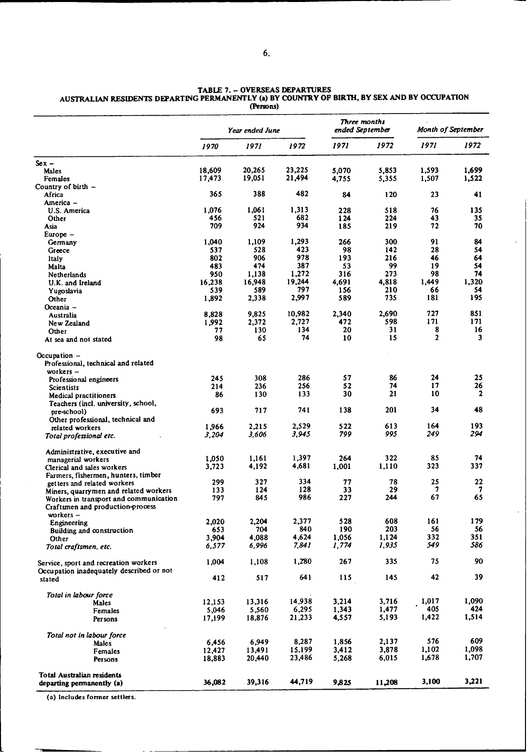# TABLE 7. – OVERSEAS DEPARTURES
## AUSTRALIAN RESIDENTS DEPARTING PERMANENTLY (a) BY COUNTRY OF BIRTH, BY SEX AND BY OCCUPATION
(Persons)

| | Year ended June | | | Three months ended September | | Month of September | |
|---|---|---|---|---|---|---|---|
| | 1970 | 1971 | 1972 | 1971 | 1972 | 1971 | 1972 |
| **Sex –** | | | | | | | |
| Males | 18,609 | 20,265 | 23,225 | 5,070 | 5,853 | 1,593 | 1,699 |
| Females | 17,473 | 19,051 | 21,494 | 4,755 | 5,355 | 1,507 | 1,522 |
| **Country of birth –** | | | | | | | |
| Africa | 365 | 388 | 482 | 84 | 120 | 23 | 41 |
| America – | | | | | | | |
| U.S. America | 1,076 | 1,061 | 1,313 | 228 | 518 | 76 | 135 |
| Other | 456 | 521 | 682 | 124 | 224 | 43 | 35 |
| Asia | 709 | 924 | 934 | 185 | 219 | 72 | 70 |
| Europe – | | | | | | | |
| Germany | 1,040 | 1,109 | 1,293 | 266 | 300 | 91 | 84 |
| Greece | 537 | 528 | 423 | 98 | 142 | 28 | 54 |
| Italy | 802 | 906 | 978 | 193 | 216 | 46 | 64 |
| Malta | 483 | 474 | 387 | 53 | 99 | 19 | 54 |
| Netherlands | 950 | 1,138 | 1,272 | 316 | 273 | 98 | 74 |
| U.K. and Ireland | 16,238 | 16,948 | 19,244 | 4,691 | 4,818 | 1,449 | 1,320 |
| Yugoslavia | 539 | 589 | 797 | 156 | 210 | 66 | 54 |
| Other | 1,892 | 2,338 | 2,997 | 589 | 735 | 181 | 195 |
| Oceania – | | | | | | | |
| Australia | 8,828 | 9,825 | 10,982 | 2,340 | 2,690 | 727 | 851 |
| New Zealand | 1,992 | 2,372 | 2,727 | 472 | 598 | 171 | 171 |
| Other | 77 | 130 | 134 | 20 | 31 | 8 | 16 |
| At sea and not stated | 98 | 65 | 74 | 10 | 15 | 2 | 3 |
| **Occupation –** | | | | | | | |
| Professional, technical and related workers – | | | | | | | |
| Professional engineers | 245 | 308 | 286 | 57 | 86 | 24 | 25 |
| Scientists | 214 | 236 | 256 | 52 | 74 | 17 | 26 |
| Medical practitioners | 86 | 130 | 133 | 30 | 21 | 10 | 2 |
| Teachers (incl. university, school, pre-school) | 693 | 717 | 741 | 138 | 201 | 34 | 48 |
| Other professional, technical and related workers | 1,966 | 2,215 | 2,529 | 522 | 613 | 164 | 193 |
| *Total professional etc.* | *3,204* | *3,606* | *3,945* | *799* | *995* | *249* | *294* |
| Administrative, executive and managerial workers | 1,050 | 1,161 | 1,397 | 264 | 322 | 85 | 74 |
| Clerical and sales workers | 3,723 | 4,192 | 4,681 | 1,001 | 1,110 | 323 | 337 |
| Farmers, fishermen, hunters, timber getters and related workers | 299 | 327 | 334 | 77 | 78 | 25 | 22 |
| Miners, quarrymen and related workers | 133 | 124 | 128 | 33 | 29 | 7 | 7 |
| Workers in transport and communication | 797 | 845 | 986 | 227 | 244 | 67 | 65 |
| Craftsmen and production-process workers – | | | | | | | |
| Engineering | 2,020 | 2,204 | 2,377 | 528 | 608 | 161 | 179 |
| Building and construction | 653 | 704 | 840 | 190 | 203 | 56 | 56 |
| Other | 3,904 | 4,088 | 4,624 | 1,056 | 1,124 | 332 | 351 |
| *Total craftsmen, etc.* | *6,577* | *6,996* | *7,841* | *1,774* | *1,935* | *549* | *586* |
| Service, sport and recreation workers | 1,004 | 1,108 | 1,280 | 267 | 335 | 75 | 90 |
| Occupation inadequately described or not stated | 412 | 517 | 641 | 115 | 145 | 42 | 39 |
| *Total in labour force* | | | | | | | |
| Males | 12,153 | 13,316 | 14,938 | 3,214 | 3,716 | 1,017 | 1,090 |
| Females | 5,046 | 5,560 | 6,295 | 1,343 | 1,477 | 405 | 424 |
| Persons | 17,199 | 18,876 | 21,233 | 4,557 | 5,193 | 1,422 | 1,514 |
| *Total not in labour force* | | | | | | | |
| Males | 6,456 | 6,949 | 8,287 | 1,856 | 2,137 | 576 | 609 |
| Females | 12,427 | 13,491 | 15,199 | 3,412 | 3,878 | 1,102 | 1,098 |
| Persons | 18,883 | 20,440 | 23,486 | 5,268 | 6,015 | 1,678 | 1,707 |
| **Total Australian residents departing permanently (a)** | **36,082** | **39,316** | **44,719** | **9,825** | **11,208** | **3,100** | **3,221** |

(a) Includes former settlers.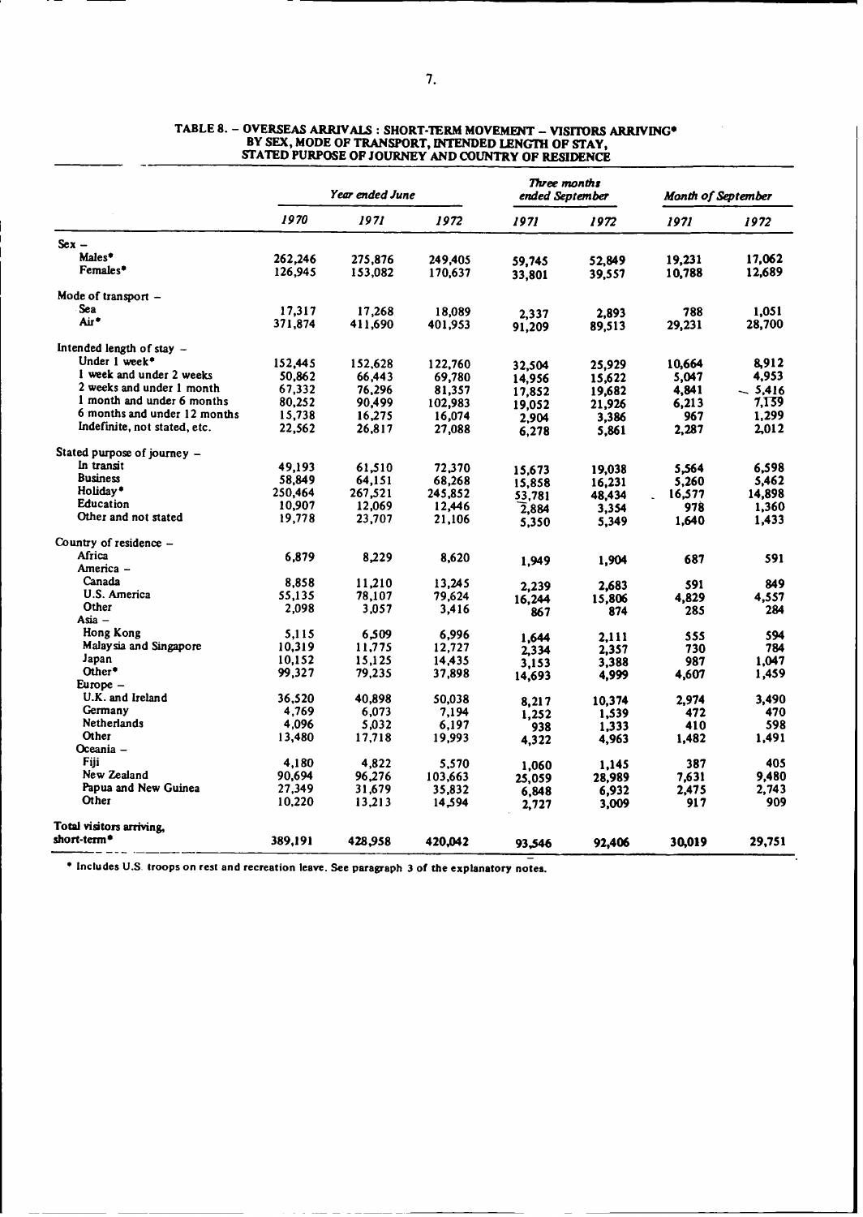# TABLE 8. – OVERSEAS ARRIVALS : SHORT-TERM MOVEMENT – VISITORS ARRIVING* BY SEX, MODE OF TRANSPORT, INTENDED LENGTH OF STAY, STATED PURPOSE OF JOURNEY AND COUNTRY OF RESIDENCE

| | Year ended June | | | Three months ended September | | Month of September | |
|---|---|---|---|---|---|---|---|
| | 1970 | 1971 | 1972 | 1971 | 1972 | 1971 | 1972 |
| Sex – | | | | | | | |
| Males* | 262,246 | 275,876 | 249,405 | 59,745 | 52,849 | 19,231 | 17,062 |
| Females* | 126,945 | 153,082 | 170,637 | 33,801 | 39,557 | 10,788 | 12,689 |
| Mode of transport – | | | | | | | |
| Sea | 17,317 | 17,268 | 18,089 | 2,337 | 2,893 | 788 | 1,051 |
| Air* | 371,874 | 411,690 | 401,953 | 91,209 | 89,513 | 29,231 | 28,700 |
| Intended length of stay – | | | | | | | |
| Under 1 week* | 152,445 | 152,628 | 122,760 | 32,504 | 25,929 | 10,664 | 8,912 |
| 1 week and under 2 weeks | 50,862 | 66,443 | 69,780 | 14,956 | 15,622 | 5,047 | 4,953 |
| 2 weeks and under 1 month | 67,332 | 76,296 | 81,357 | 17,852 | 19,682 | 4,841 | 5,416 |
| 1 month and under 6 months | 80,252 | 90,499 | 102,983 | 19,052 | 21,926 | 6,213 | 7,159 |
| 6 months and under 12 months | 15,738 | 16,275 | 16,074 | 2,904 | 3,386 | 967 | 1,299 |
| Indefinite, not stated, etc. | 22,562 | 26,817 | 27,088 | 6,278 | 5,861 | 2,287 | 2,012 |
| Stated purpose of journey – | | | | | | | |
| In transit | 49,193 | 61,510 | 72,370 | 15,673 | 19,038 | 5,564 | 6,598 |
| Business | 58,849 | 64,151 | 68,268 | 15,858 | 16,231 | 5,260 | 5,462 |
| Holiday* | 250,464 | 267,521 | 245,852 | 53,781 | 48,434 | 16,577 | 14,898 |
| Education | 10,907 | 12,069 | 12,446 | 2,884 | 3,354 | 978 | 1,360 |
| Other and not stated | 19,778 | 23,707 | 21,106 | 5,350 | 5,349 | 1,640 | 1,433 |
| Country of residence – | | | | | | | |
| Africa | 6,879 | 8,229 | 8,620 | 1,949 | 1,904 | 687 | 591 |
| America – | | | | | | | |
| Canada | 8,858 | 11,210 | 13,245 | 2,239 | 2,683 | 591 | 849 |
| U.S. America | 55,135 | 78,107 | 79,624 | 16,244 | 15,806 | 4,829 | 4,557 |
| Other | 2,098 | 3,057 | 3,416 | 867 | 874 | 285 | 284 |
| Asia – | | | | | | | |
| Hong Kong | 5,115 | 6,509 | 6,996 | 1,644 | 2,111 | 555 | 594 |
| Malaysia and Singapore | 10,319 | 11,775 | 12,727 | 2,334 | 2,357 | 730 | 784 |
| Japan | 10,152 | 15,125 | 14,435 | 3,153 | 3,388 | 987 | 1,047 |
| Other* | 99,327 | 79,235 | 37,898 | 14,693 | 4,999 | 4,607 | 1,459 |
| Europe – | | | | | | | |
| U.K. and Ireland | 36,520 | 40,898 | 50,038 | 8,217 | 10,374 | 2,974 | 3,490 |
| Germany | 4,769 | 6,073 | 7,194 | 1,252 | 1,539 | 472 | 470 |
| Netherlands | 4,096 | 5,032 | 6,197 | 938 | 1,333 | 410 | 598 |
| Other | 13,480 | 17,718 | 19,993 | 4,322 | 4,963 | 1,482 | 1,491 |
| Oceania – | | | | | | | |
| Fiji | 4,180 | 4,822 | 5,570 | 1,060 | 1,145 | 387 | 405 |
| New Zealand | 90,694 | 96,276 | 103,663 | 25,059 | 28,989 | 7,631 | 9,480 |
| Papua and New Guinea | 27,349 | 31,679 | 35,832 | 6,848 | 6,932 | 2,475 | 2,743 |
| Other | 10,220 | 13,213 | 14,594 | 2,727 | 3,009 | 917 | 909 |
| Total visitors arriving, short-term* | 389,191 | 428,958 | 420,042 | 93,546 | 92,406 | 30,019 | 29,751 |

* Includes U.S. troops on rest and recreation leave. See paragraph 3 of the explanatory notes.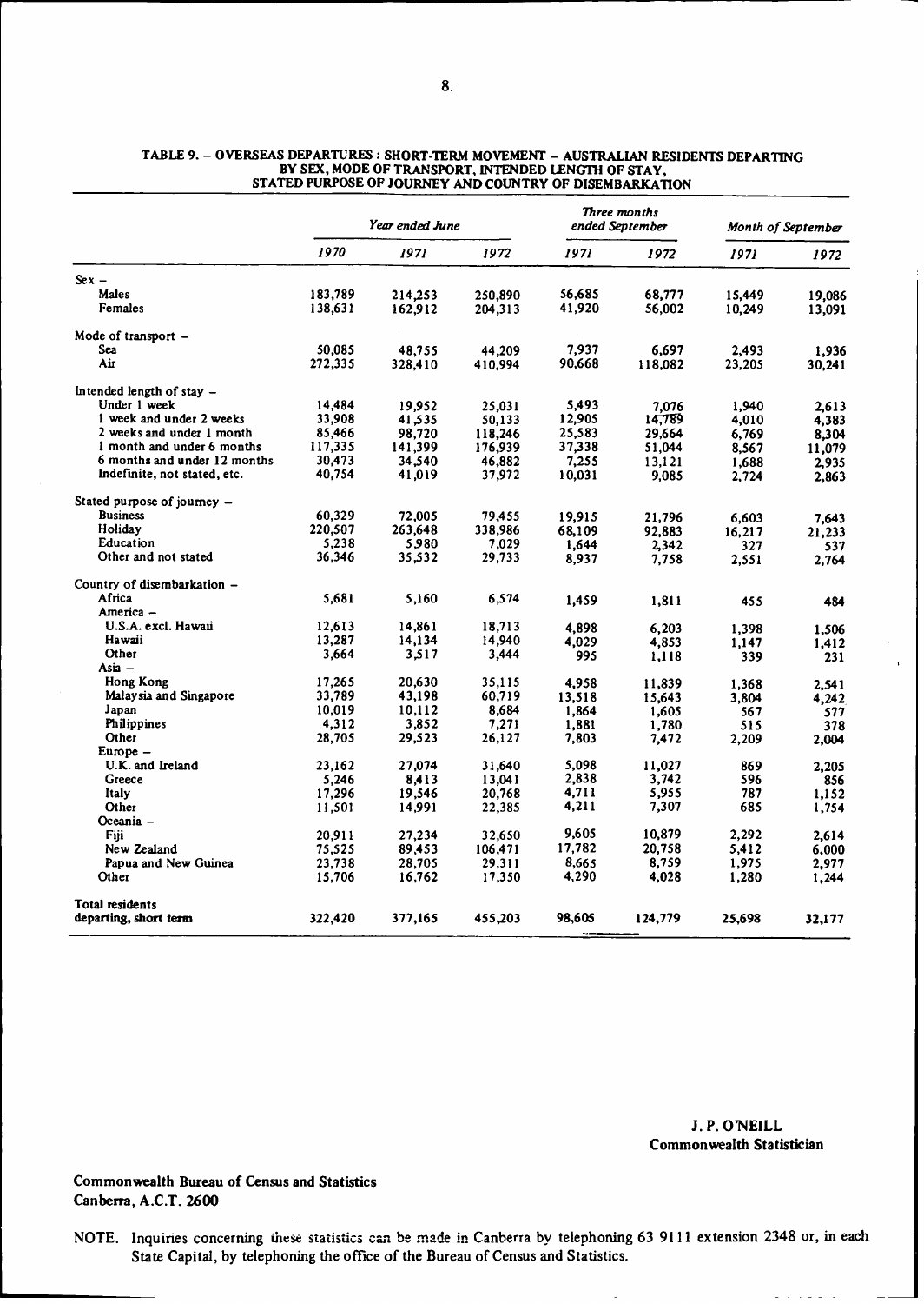## TABLE 9. – OVERSEAS DEPARTURES : SHORT-TERM MOVEMENT – AUSTRALIAN RESIDENTS DEPARTING BY SEX, MODE OF TRANSPORT, INTENDED LENGTH OF STAY, STATED PURPOSE OF JOURNEY AND COUNTRY OF DISEMBARKATION

| | *Year ended June* | | | *Three months ended September* | | *Month of September* | |
|---|---|---|---|---|---|---|---|
| | *1970* | *1971* | *1972* | *1971* | *1972* | *1971* | *1972* |
| Sex – | | | | | | | |
| Males | 183,789 | 214,253 | 250,890 | 56,685 | 68,777 | 15,449 | 19,086 |
| Females | 138,631 | 162,912 | 204,313 | 41,920 | 56,002 | 10,249 | 13,091 |
| Mode of transport – | | | | | | | |
| Sea | 50,085 | 48,755 | 44,209 | 7,937 | 6,697 | 2,493 | 1,936 |
| Air | 272,335 | 328,410 | 410,994 | 90,668 | 118,082 | 23,205 | 30,241 |
| Intended length of stay – | | | | | | | |
| Under 1 week | 14,484 | 19,952 | 25,031 | 5,493 | 7,076 | 1,940 | 2,613 |
| 1 week and under 2 weeks | 33,908 | 41,535 | 50,133 | 12,905 | 14,789 | 4,010 | 4,383 |
| 2 weeks and under 1 month | 85,466 | 98,720 | 118,246 | 25,583 | 29,664 | 6,769 | 8,304 |
| 1 month and under 6 months | 117,335 | 141,399 | 176,939 | 37,338 | 51,044 | 8,567 | 11,079 |
| 6 months and under 12 months | 30,473 | 34,540 | 46,882 | 7,255 | 13,121 | 1,688 | 2,935 |
| Indefinite, not stated, etc. | 40,754 | 41,019 | 37,972 | 10,031 | 9,085 | 2,724 | 2,863 |
| Stated purpose of journey – | | | | | | | |
| Business | 60,329 | 72,005 | 79,455 | 19,915 | 21,796 | 6,603 | 7,643 |
| Holiday | 220,507 | 263,648 | 338,986 | 68,109 | 92,883 | 16,217 | 21,233 |
| Education | 5,238 | 5,980 | 7,029 | 1,644 | 2,342 | 327 | 537 |
| Other and not stated | 36,346 | 35,532 | 29,733 | 8,937 | 7,758 | 2,551 | 2,764 |
| Country of disembarkation – | | | | | | | |
| Africa | 5,681 | 5,160 | 6,574 | 1,459 | 1,811 | 455 | 484 |
| America – | | | | | | | |
| U.S.A. excl. Hawaii | 12,613 | 14,861 | 18,713 | 4,898 | 6,203 | 1,398 | 1,506 |
| Hawaii | 13,287 | 14,134 | 14,940 | 4,029 | 4,853 | 1,147 | 1,412 |
| Other | 3,664 | 3,517 | 3,444 | 995 | 1,118 | 339 | 231 |
| Asia – | | | | | | | |
| Hong Kong | 17,265 | 20,630 | 35,115 | 4,958 | 11,839 | 1,368 | 2,541 |
| Malaysia and Singapore | 33,789 | 43,198 | 60,719 | 13,518 | 15,643 | 3,804 | 4,242 |
| Japan | 10,019 | 10,112 | 8,684 | 1,864 | 1,605 | 567 | 577 |
| Philippines | 4,312 | 3,852 | 7,271 | 1,881 | 1,780 | 515 | 378 |
| Other | 28,705 | 29,523 | 26,127 | 7,803 | 7,472 | 2,209 | 2,004 |
| Europe – | | | | | | | |
| U.K. and Ireland | 23,162 | 27,074 | 31,640 | 5,098 | 11,027 | 869 | 2,205 |
| Greece | 5,246 | 8,413 | 13,041 | 2,838 | 3,742 | 596 | 856 |
| Italy | 17,296 | 19,546 | 20,768 | 4,711 | 5,955 | 787 | 1,152 |
| Other | 11,501 | 14,991 | 22,385 | 4,211 | 7,307 | 685 | 1,754 |
| Oceania – | | | | | | | |
| Fiji | 20,911 | 27,234 | 32,650 | 9,605 | 10,879 | 2,292 | 2,614 |
| New Zealand | 75,525 | 89,453 | 106,471 | 17,782 | 20,758 | 5,412 | 6,000 |
| Papua and New Guinea | 23,738 | 28,705 | 29,311 | 8,665 | 8,759 | 1,975 | 2,977 |
| Other | 15,706 | 16,762 | 17,350 | 4,290 | 4,028 | 1,280 | 1,244 |
| **Total residents departing, short term** | 322,420 | 377,165 | 455,203 | 98,605 | 124,779 | 25,698 | 32,177 |

**J. P. O'NEILL**
**Commonwealth Statistician**

**Commonwealth Bureau of Census and Statistics**
**Canberra, A.C.T. 2600**

NOTE. Inquiries concerning these statistics can be made in Canberra by telephoning 63 9111 extension 2348 or, in each State Capital, by telephoning the office of the Bureau of Census and Statistics.